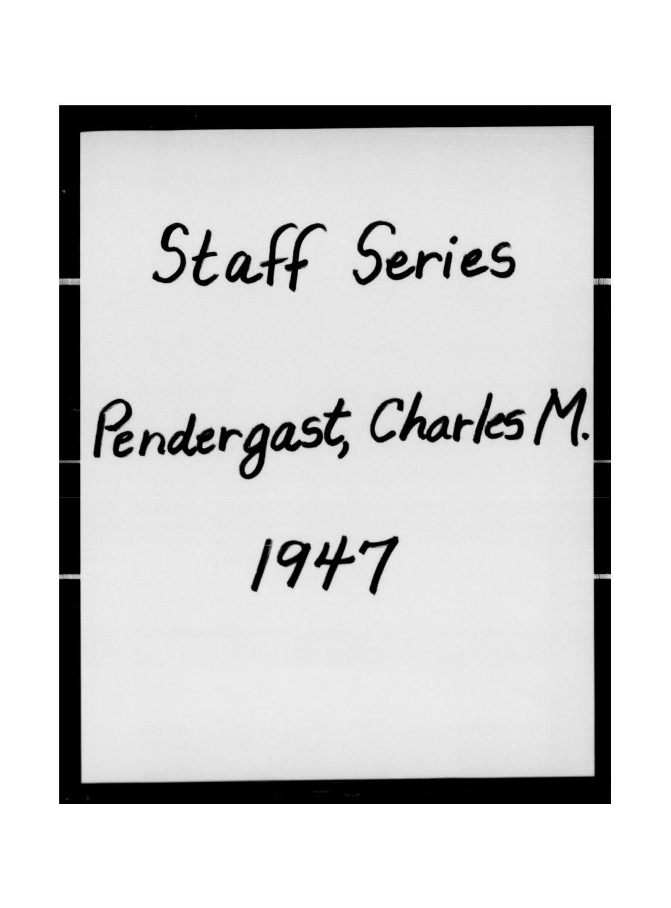Staff Series

Pendergast, Charles M.

1947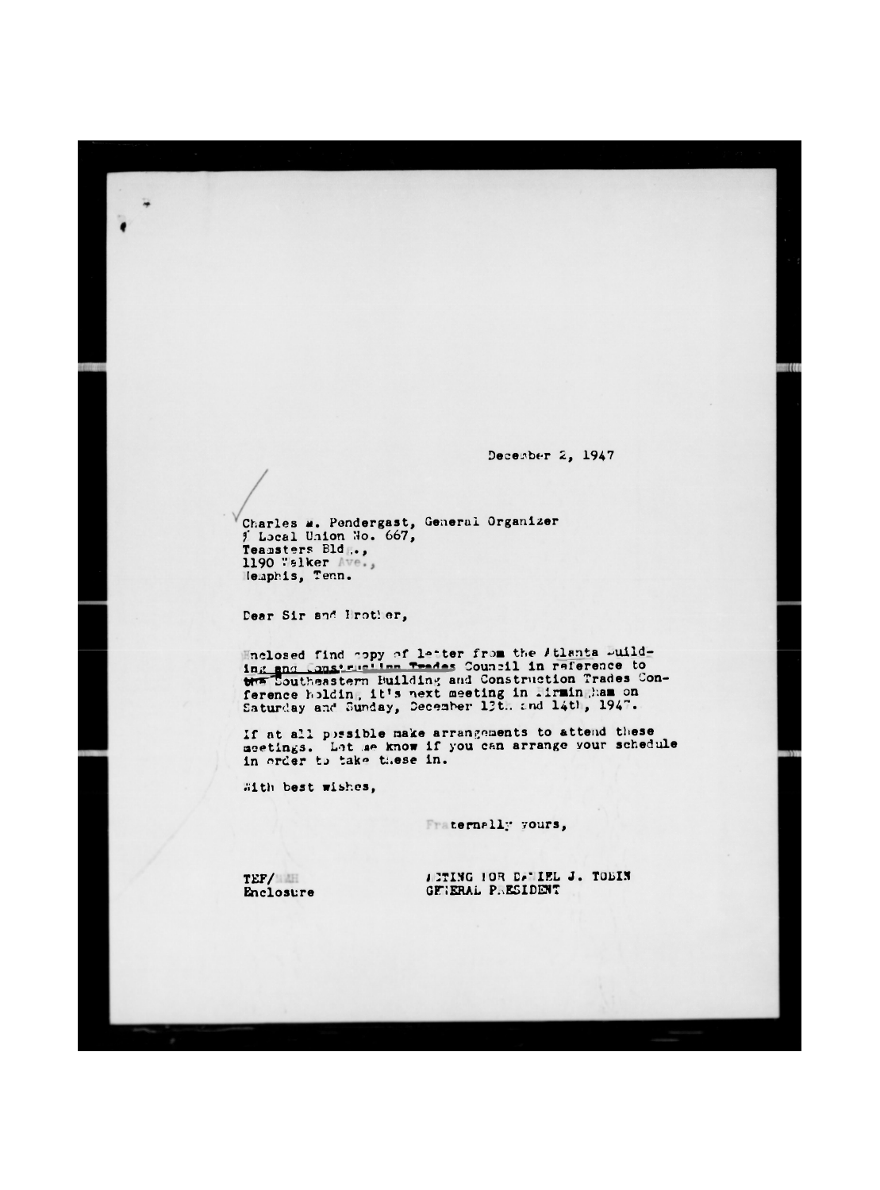December 2, 1947

Charles W. Pendergast, General Organizer
% Local Union No. 667,
Teamsters Bldg.,
1190 Walker Ave.,
Memphis, Tenn.

Dear Sir and Brother,

Enclosed find copy of letter from the Atlanta Building and Construction Trades Council in reference to the Southeastern Building and Construction Trades Conference holding it's next meeting in Birmingham on Saturday and Sunday, December 13th and 14th, 1947.

If at all possible make arrangements to attend these meetings. Let me know if you can arrange your schedule in order to take these in.

With best wishes,

Fraternally yours,

TEF/
Enclosure

ACTING FOR DANIEL J. TOBIN
GENERAL PRESIDENT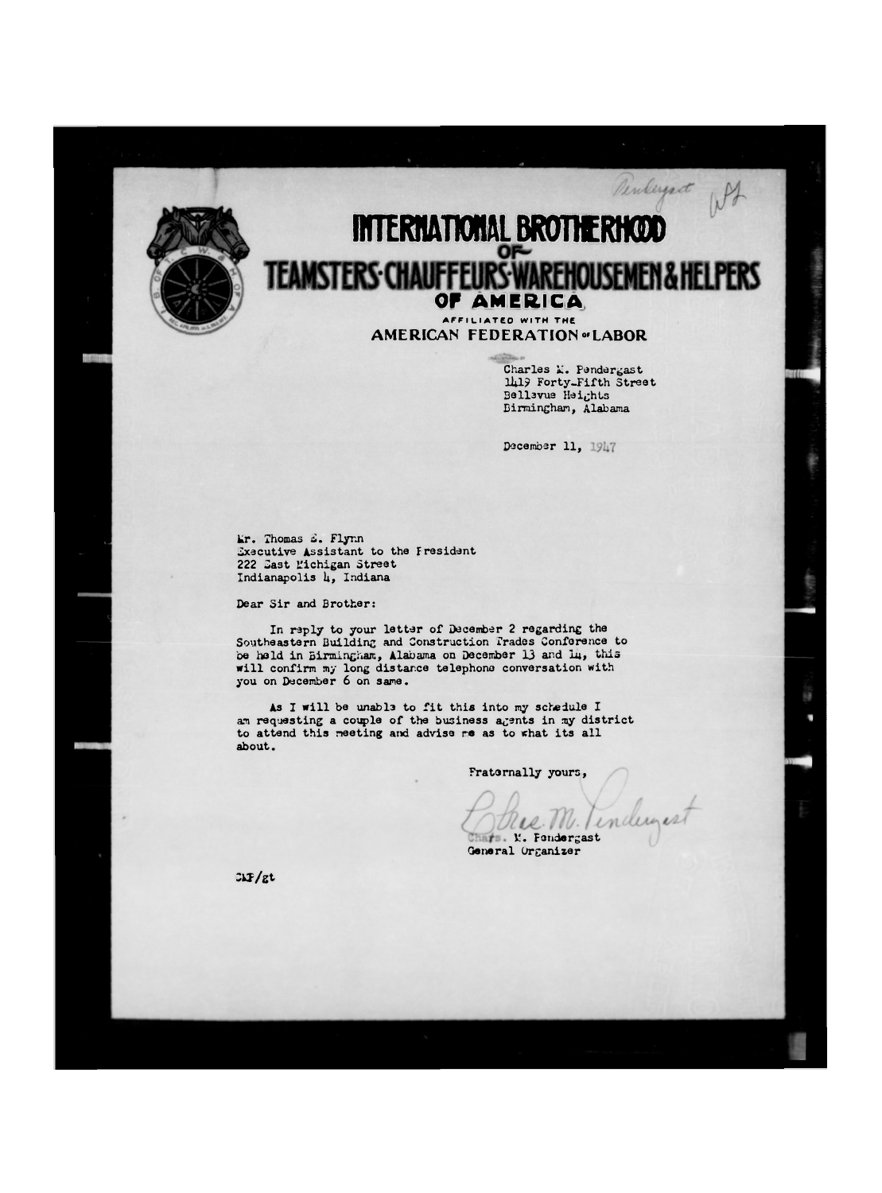Pendergast WJ

# INTERNATIONAL BROTHERHOOD OF TEAMSTERS·CHAUFFEURS·WAREHOUSEMEN & HELPERS OF AMERICA

AFFILIATED WITH THE

AMERICAN FEDERATION OF LABOR

Charles M. Pendergast
1419 Forty-Fifth Street
Bellevue Heights
Birmingham, Alabama

December 11, 1947

Mr. Thomas E. Flynn
Executive Assistant to the President
222 East Michigan Street
Indianapolis 4, Indiana

Dear Sir and Brother:

In reply to your letter of December 2 regarding the Southeastern Building and Construction Trades Conference to be held in Birmingham, Alabama on December 13 and 14, this will confirm my long distance telephone conversation with you on December 6 on same.

As I will be unable to fit this into my schedule I am requesting a couple of the business agents in my district to attend this meeting and advise me as to what its all about.

Fraternally yours,

Chas. M. Pendergast

Chas. M. Pendergast
General Organizer

CMP/gt